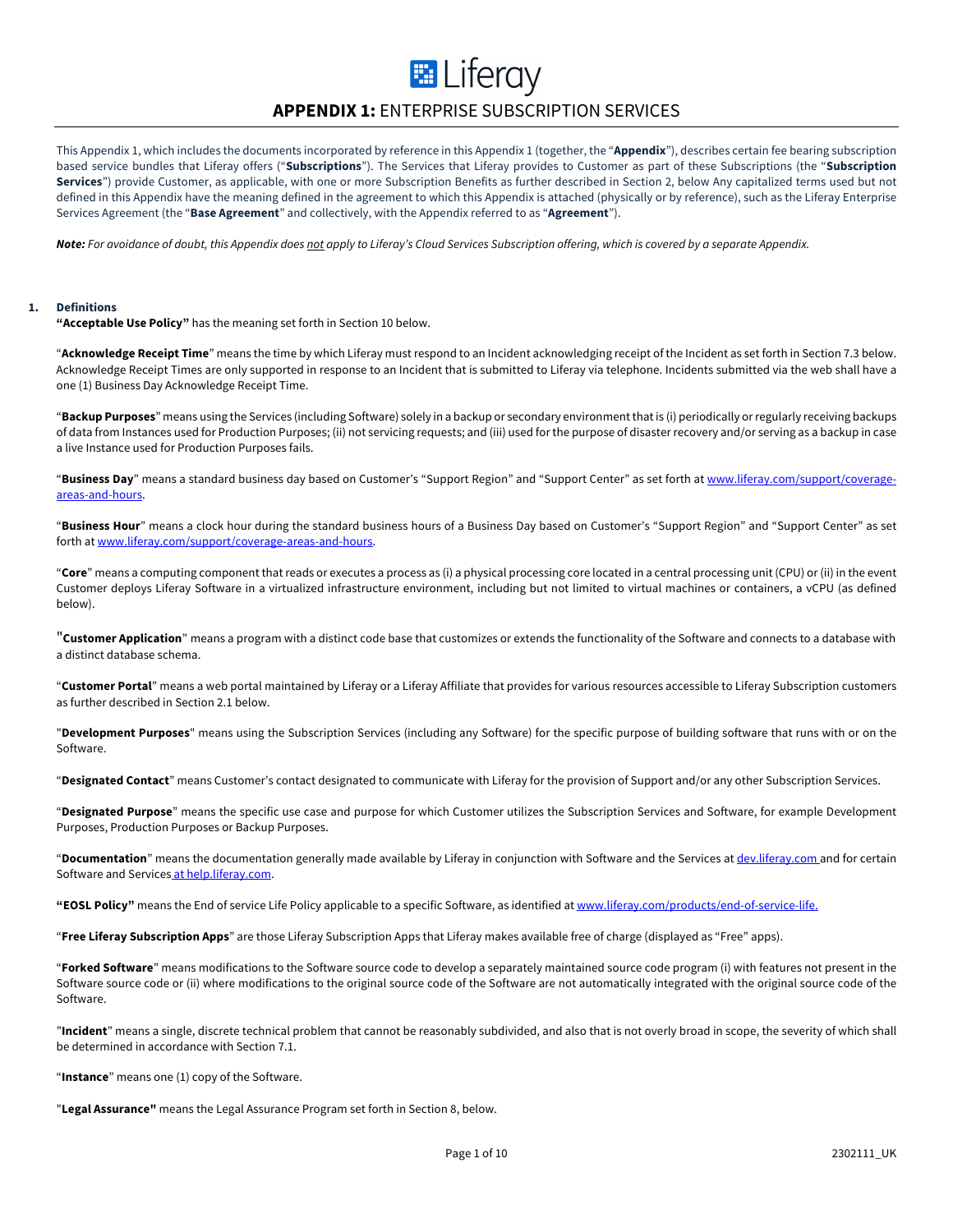# **APPENDIX 1:** ENTERPRISE SUBSCRIPTION SERVICES

This Appendix 1, which includes the documents incorporated by reference in this Appendix 1 (together, the "**Appendix**"), describes certain fee bearing subscription based service bundles that Liferay offers ("**Subscriptions**"). The Services that Liferay provides to Customer as part of these Subscriptions (the "**Subscription Services**") provide Customer, as applicable, with one or more Subscription Benefits as further described in Section 2, below Any capitalized terms used but not defined in this Appendix have the meaning defined in the agreement to which this Appendix is attached (physically or by reference), such as the Liferay Enterprise Services Agreement (the "**Base Agreement**" and collectively, with the Appendix referred to as "**Agreement**").

***Note:*** *For avoidance of doubt, this Appendix does not apply to Liferay's Cloud Services Subscription offering, which is covered by a separate Appendix.*

## 1. Definitions

**"Acceptable Use Policy"** has the meaning set forth in Section 10 below.

"**Acknowledge Receipt Time**" means the time by which Liferay must respond to an Incident acknowledging receipt of the Incident as set forth in Section 7.3 below. Acknowledge Receipt Times are only supported in response to an Incident that is submitted to Liferay via telephone. Incidents submitted via the web shall have a one (1) Business Day Acknowledge Receipt Time.

"**Backup Purposes**" means using the Services (including Software) solely in a backup or secondary environment that is (i) periodically or regularly receiving backups of data from Instances used for Production Purposes; (ii) not servicing requests; and (iii) used for the purpose of disaster recovery and/or serving as a backup in case a live Instance used for Production Purposes fails.

"**Business Day**" means a standard business day based on Customer's "Support Region" and "Support Center" as set forth at www.liferay.com/support/coverage-areas-and-hours.

"**Business Hour**" means a clock hour during the standard business hours of a Business Day based on Customer's "Support Region" and "Support Center" as set forth at www.liferay.com/support/coverage-areas-and-hours.

"**Core**" means a computing component that reads or executes a process as (i) a physical processing core located in a central processing unit (CPU) or (ii) in the event Customer deploys Liferay Software in a virtualized infrastructure environment, including but not limited to virtual machines or containers, a vCPU (as defined below).

"**Customer Application**" means a program with a distinct code base that customizes or extends the functionality of the Software and connects to a database with a distinct database schema.

"**Customer Portal**" means a web portal maintained by Liferay or a Liferay Affiliate that provides for various resources accessible to Liferay Subscription customers as further described in Section 2.1 below.

"**Development Purposes**" means using the Subscription Services (including any Software) for the specific purpose of building software that runs with or on the Software.

"**Designated Contact**" means Customer's contact designated to communicate with Liferay for the provision of Support and/or any other Subscription Services.

"**Designated Purpose**" means the specific use case and purpose for which Customer utilizes the Subscription Services and Software, for example Development Purposes, Production Purposes or Backup Purposes.

"**Documentation**" means the documentation generally made available by Liferay in conjunction with Software and the Services at dev.liferay.com and for certain Software and Services at help.liferay.com.

**"EOSL Policy"** means the End of service Life Policy applicable to a specific Software, as identified at www.liferay.com/products/end-of-service-life.

"**Free Liferay Subscription Apps**" are those Liferay Subscription Apps that Liferay makes available free of charge (displayed as "Free" apps).

"**Forked Software**" means modifications to the Software source code to develop a separately maintained source code program (i) with features not present in the Software source code or (ii) where modifications to the original source code of the Software are not automatically integrated with the original source code of the Software.

"**Incident**" means a single, discrete technical problem that cannot be reasonably subdivided, and also that is not overly broad in scope, the severity of which shall be determined in accordance with Section 7.1.

"**Instance**" means one (1) copy of the Software.

"**Legal Assurance"** means the Legal Assurance Program set forth in Section 8, below.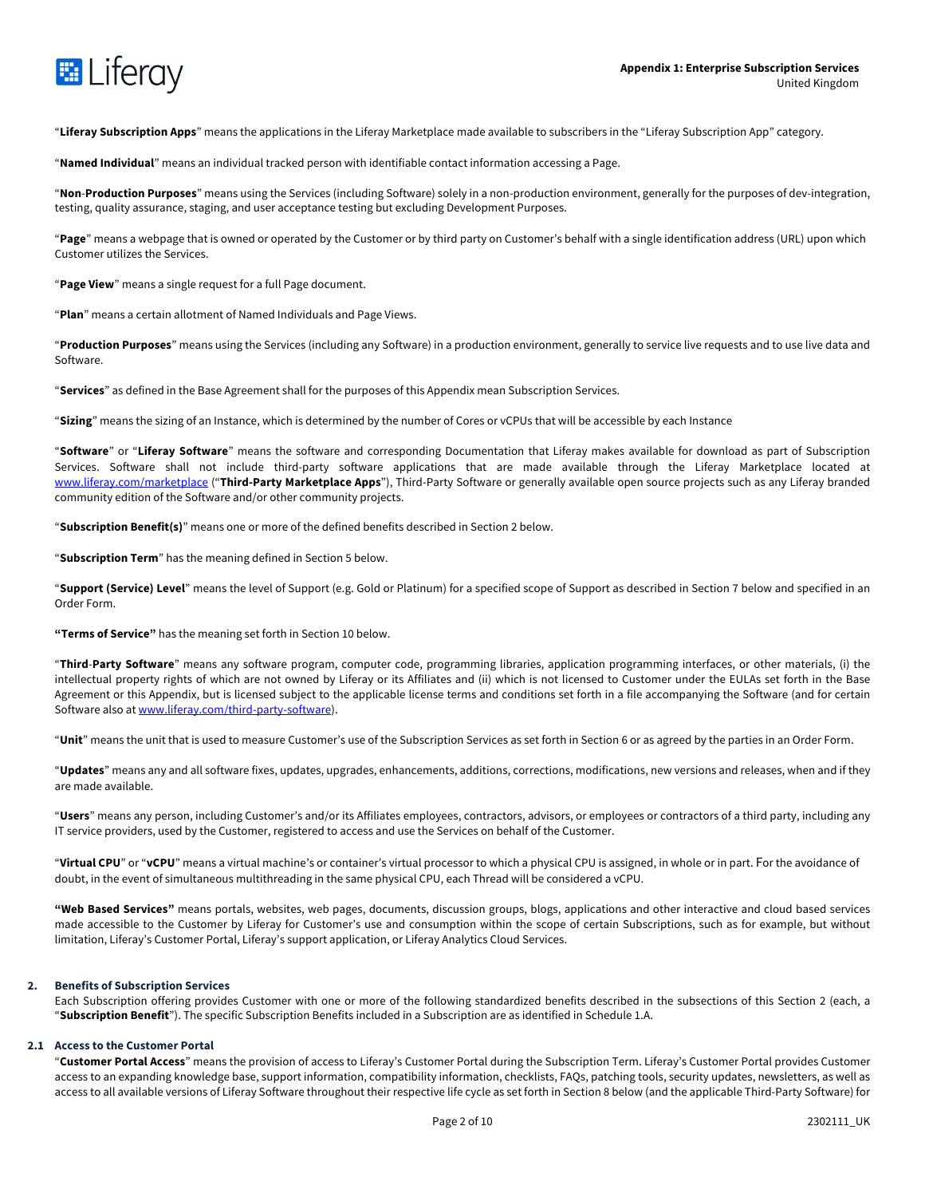"**Liferay Subscription Apps**" means the applications in the Liferay Marketplace made available to subscribers in the "Liferay Subscription App" category.

"**Named Individual**" means an individual tracked person with identifiable contact information accessing a Page.

"**Non-Production Purposes**" means using the Services (including Software) solely in a non-production environment, generally for the purposes of dev-integration, testing, quality assurance, staging, and user acceptance testing but excluding Development Purposes.

"**Page**" means a webpage that is owned or operated by the Customer or by third party on Customer's behalf with a single identification address (URL) upon which Customer utilizes the Services.

"**Page View**" means a single request for a full Page document.

"**Plan**" means a certain allotment of Named Individuals and Page Views.

"**Production Purposes**" means using the Services (including any Software) in a production environment, generally to service live requests and to use live data and Software.

"**Services**" as defined in the Base Agreement shall for the purposes of this Appendix mean Subscription Services.

"**Sizing**" means the sizing of an Instance, which is determined by the number of Cores or vCPUs that will be accessible by each Instance

"**Software**" or "**Liferay Software**" means the software and corresponding Documentation that Liferay makes available for download as part of Subscription Services. Software shall not include third-party software applications that are made available through the Liferay Marketplace located at [www.liferay.com/marketplace](www.liferay.com/marketplace) ("**Third-Party Marketplace Apps**"), Third-Party Software or generally available open source projects such as any Liferay branded community edition of the Software and/or other community projects.

"**Subscription Benefit(s)**" means one or more of the defined benefits described in Section 2 below.

"**Subscription Term**" has the meaning defined in Section 5 below.

"**Support (Service) Level**" means the level of Support (e.g. Gold or Platinum) for a specified scope of Support as described in Section 7 below and specified in an Order Form.

**"Terms of Service"** has the meaning set forth in Section 10 below.

"**Third-Party Software**" means any software program, computer code, programming libraries, application programming interfaces, or other materials, (i) the intellectual property rights of which are not owned by Liferay or its Affiliates and (ii) which is not licensed to Customer under the EULAs set forth in the Base Agreement or this Appendix, but is licensed subject to the applicable license terms and conditions set forth in a file accompanying the Software (and for certain Software also at [www.liferay.com/third-party-software](www.liferay.com/third-party-software)).

"**Unit**" means the unit that is used to measure Customer's use of the Subscription Services as set forth in Section 6 or as agreed by the parties in an Order Form.

"**Updates**" means any and all software fixes, updates, upgrades, enhancements, additions, corrections, modifications, new versions and releases, when and if they are made available.

"**Users**" means any person, including Customer's and/or its Affiliates employees, contractors, advisors, or employees or contractors of a third party, including any IT service providers, used by the Customer, registered to access and use the Services on behalf of the Customer.

"**Virtual CPU**" or "**vCPU**" means a virtual machine's or container's virtual processor to which a physical CPU is assigned, in whole or in part. For the avoidance of doubt, in the event of simultaneous multithreading in the same physical CPU, each Thread will be considered a vCPU.

**"Web Based Services"** means portals, websites, web pages, documents, discussion groups, blogs, applications and other interactive and cloud based services made accessible to the Customer by Liferay for Customer's use and consumption within the scope of certain Subscriptions, such as for example, but without limitation, Liferay's Customer Portal, Liferay's support application, or Liferay Analytics Cloud Services.

## 2. Benefits of Subscription Services

Each Subscription offering provides Customer with one or more of the following standardized benefits described in the subsections of this Section 2 (each, a "**Subscription Benefit**"). The specific Subscription Benefits included in a Subscription are as identified in Schedule 1.A.

### 2.1 Access to the Customer Portal

"**Customer Portal Access**" means the provision of access to Liferay's Customer Portal during the Subscription Term. Liferay's Customer Portal provides Customer access to an expanding knowledge base, support information, compatibility information, checklists, FAQs, patching tools, security updates, newsletters, as well as access to all available versions of Liferay Software throughout their respective life cycle as set forth in Section 8 below (and the applicable Third-Party Software) for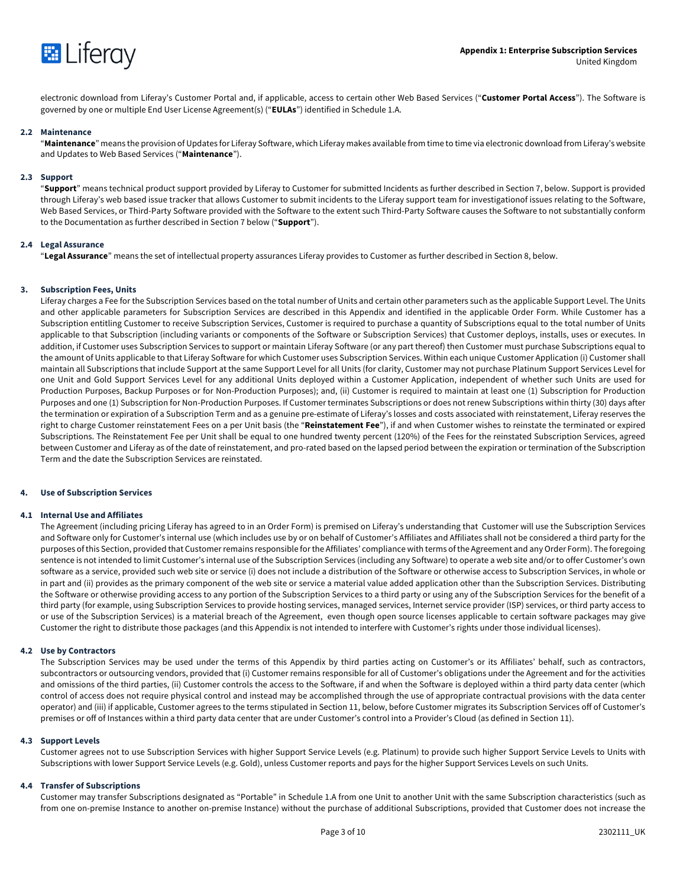electronic download from Liferay's Customer Portal and, if applicable, access to certain other Web Based Services ("**Customer Portal Access**"). The Software is governed by one or multiple End User License Agreement(s) ("**EULAs**") identified in Schedule 1.A.

### 2.2 Maintenance

"**Maintenance**" means the provision of Updates for Liferay Software, which Liferay makes available from time to time via electronic download from Liferay's website and Updates to Web Based Services ("**Maintenance**").

### 2.3 Support

"**Support**" means technical product support provided by Liferay to Customer for submitted Incidents as further described in Section 7, below. Support is provided through Liferay's web based issue tracker that allows Customer to submit incidents to the Liferay support team for investigationof issues relating to the Software, Web Based Services, or Third-Party Software provided with the Software to the extent such Third-Party Software causes the Software to not substantially conform to the Documentation as further described in Section 7 below ("**Support**").

### 2.4 Legal Assurance

"**Legal Assurance**" means the set of intellectual property assurances Liferay provides to Customer as further described in Section 8, below.

## 3. Subscription Fees, Units

Liferay charges a Fee for the Subscription Services based on the total number of Units and certain other parameters such as the applicable Support Level. The Units and other applicable parameters for Subscription Services are described in this Appendix and identified in the applicable Order Form. While Customer has a Subscription entitling Customer to receive Subscription Services, Customer is required to purchase a quantity of Subscriptions equal to the total number of Units applicable to that Subscription (including variants or components of the Software or Subscription Services) that Customer deploys, installs, uses or executes. In addition, if Customer uses Subscription Services to support or maintain Liferay Software (or any part thereof) then Customer must purchase Subscriptions equal to the amount of Units applicable to that Liferay Software for which Customer uses Subscription Services. Within each unique Customer Application (i) Customer shall maintain all Subscriptions that include Support at the same Support Level for all Units (for clarity, Customer may not purchase Platinum Support Services Level for one Unit and Gold Support Services Level for any additional Units deployed within a Customer Application, independent of whether such Units are used for Production Purposes, Backup Purposes or for Non-Production Purposes); and, (ii) Customer is required to maintain at least one (1) Subscription for Production Purposes and one (1) Subscription for Non-Production Purposes. If Customer terminates Subscriptions or does not renew Subscriptions within thirty (30) days after the termination or expiration of a Subscription Term and as a genuine pre-estimate of Liferay's losses and costs associated with reinstatement, Liferay reserves the right to charge Customer reinstatement Fees on a per Unit basis (the "**Reinstatement Fee**"), if and when Customer wishes to reinstate the terminated or expired Subscriptions. The Reinstatement Fee per Unit shall be equal to one hundred twenty percent (120%) of the Fees for the reinstated Subscription Services, agreed between Customer and Liferay as of the date of reinstatement, and pro-rated based on the lapsed period between the expiration or termination of the Subscription Term and the date the Subscription Services are reinstated.

## 4. Use of Subscription Services

### 4.1 Internal Use and Affiliates

The Agreement (including pricing Liferay has agreed to in an Order Form) is premised on Liferay's understanding that Customer will use the Subscription Services and Software only for Customer's internal use (which includes use by or on behalf of Customer's Affiliates and Affiliates shall not be considered a third party for the purposes of this Section, provided that Customer remains responsible for the Affiliates' compliance with terms of the Agreement and any Order Form). The foregoing sentence is not intended to limit Customer's internal use of the Subscription Services (including any Software) to operate a web site and/or to offer Customer's own software as a service, provided such web site or service (i) does not include a distribution of the Software or otherwise access to Subscription Services, in whole or in part and (ii) provides as the primary component of the web site or service a material value added application other than the Subscription Services. Distributing the Software or otherwise providing access to any portion of the Subscription Services to a third party or using any of the Subscription Services for the benefit of a third party (for example, using Subscription Services to provide hosting services, managed services, Internet service provider (ISP) services, or third party access to or use of the Subscription Services) is a material breach of the Agreement, even though open source licenses applicable to certain software packages may give Customer the right to distribute those packages (and this Appendix is not intended to interfere with Customer's rights under those individual licenses).

### 4.2 Use by Contractors

The Subscription Services may be used under the terms of this Appendix by third parties acting on Customer's or its Affiliates' behalf, such as contractors, subcontractors or outsourcing vendors, provided that (i) Customer remains responsible for all of Customer's obligations under the Agreement and for the activities and omissions of the third parties, (ii) Customer controls the access to the Software, if and when the Software is deployed within a third party data center (which control of access does not require physical control and instead may be accomplished through the use of appropriate contractual provisions with the data center operator) and (iii) if applicable, Customer agrees to the terms stipulated in Section 11, below, before Customer migrates its Subscription Services off of Customer's premises or off of Instances within a third party data center that are under Customer's control into a Provider's Cloud (as defined in Section 11).

### 4.3 Support Levels

Customer agrees not to use Subscription Services with higher Support Service Levels (e.g. Platinum) to provide such higher Support Service Levels to Units with Subscriptions with lower Support Service Levels (e.g. Gold), unless Customer reports and pays for the higher Support Services Levels on such Units.

### 4.4 Transfer of Subscriptions

Customer may transfer Subscriptions designated as "Portable" in Schedule 1.A from one Unit to another Unit with the same Subscription characteristics (such as from one on-premise Instance to another on-premise Instance) without the purchase of additional Subscriptions, provided that Customer does not increase the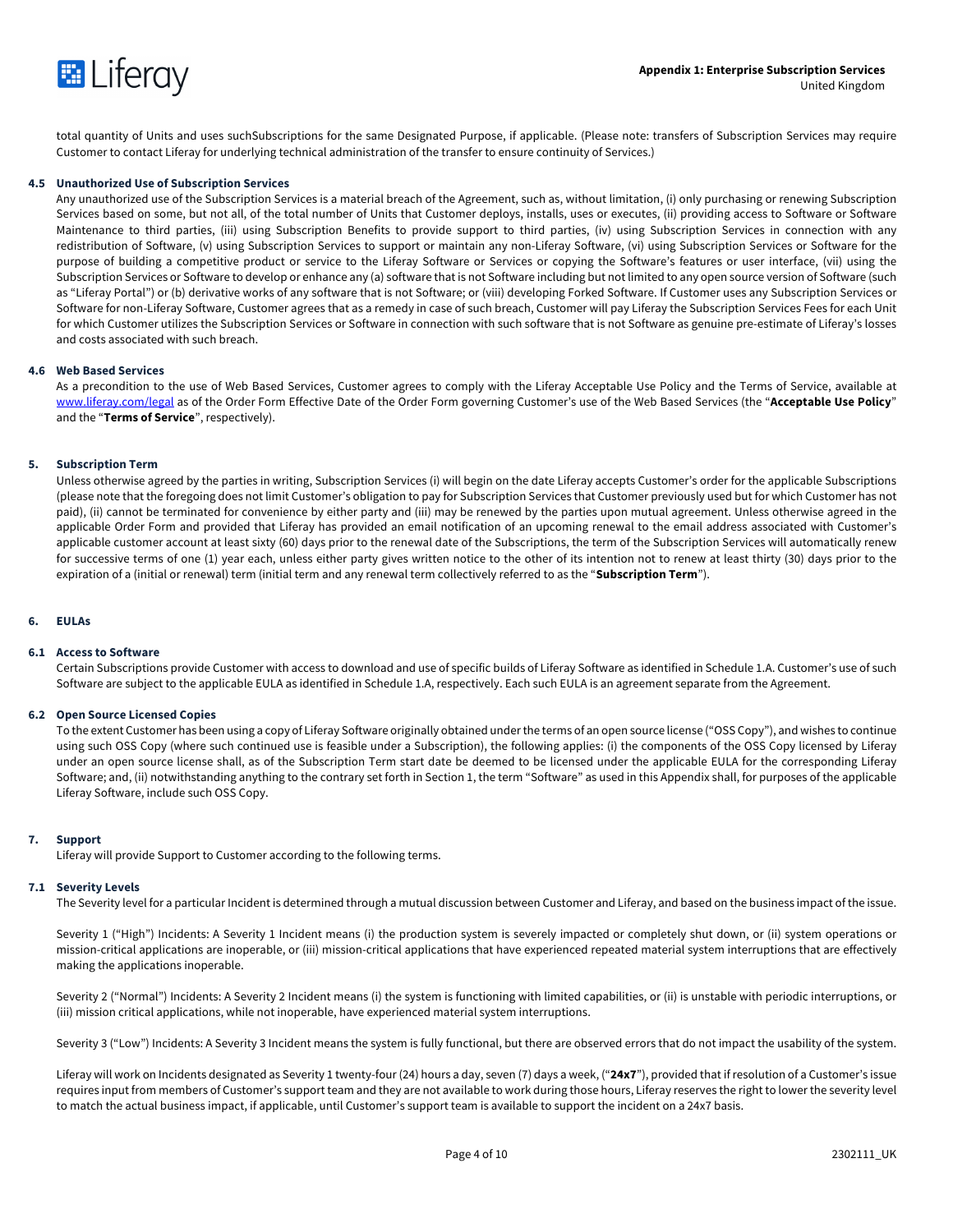total quantity of Units and uses suchSubscriptions for the same Designated Purpose, if applicable. (Please note: transfers of Subscription Services may require Customer to contact Liferay for underlying technical administration of the transfer to ensure continuity of Services.)

### 4.5 Unauthorized Use of Subscription Services

Any unauthorized use of the Subscription Services is a material breach of the Agreement, such as, without limitation, (i) only purchasing or renewing Subscription Services based on some, but not all, of the total number of Units that Customer deploys, installs, uses or executes, (ii) providing access to Software or Software Maintenance to third parties, (iii) using Subscription Benefits to provide support to third parties, (iv) using Subscription Services in connection with any redistribution of Software, (v) using Subscription Services to support or maintain any non-Liferay Software, (vi) using Subscription Services or Software for the purpose of building a competitive product or service to the Liferay Software or Services or copying the Software's features or user interface, (vii) using the Subscription Services or Software to develop or enhance any (a) software that is not Software including but not limited to any open source version of Software (such as "Liferay Portal") or (b) derivative works of any software that is not Software; or (viii) developing Forked Software. If Customer uses any Subscription Services or Software for non-Liferay Software, Customer agrees that as a remedy in case of such breach, Customer will pay Liferay the Subscription Services Fees for each Unit for which Customer utilizes the Subscription Services or Software in connection with such software that is not Software as genuine pre-estimate of Liferay's losses and costs associated with such breach.

### 4.6 Web Based Services

As a precondition to the use of Web Based Services, Customer agrees to comply with the Liferay Acceptable Use Policy and the Terms of Service, available at www.liferay.com/legal as of the Order Form Effective Date of the Order Form governing Customer's use of the Web Based Services (the "**Acceptable Use Policy**" and the "**Terms of Service**", respectively).

## 5. Subscription Term

Unless otherwise agreed by the parties in writing, Subscription Services (i) will begin on the date Liferay accepts Customer's order for the applicable Subscriptions (please note that the foregoing does not limit Customer's obligation to pay for Subscription Services that Customer previously used but for which Customer has not paid), (ii) cannot be terminated for convenience by either party and (iii) may be renewed by the parties upon mutual agreement. Unless otherwise agreed in the applicable Order Form and provided that Liferay has provided an email notification of an upcoming renewal to the email address associated with Customer's applicable customer account at least sixty (60) days prior to the renewal date of the Subscriptions, the term of the Subscription Services will automatically renew for successive terms of one (1) year each, unless either party gives written notice to the other of its intention not to renew at least thirty (30) days prior to the expiration of a (initial or renewal) term (initial term and any renewal term collectively referred to as the "**Subscription Term**").

## 6. EULAs

### 6.1 Access to Software

Certain Subscriptions provide Customer with access to download and use of specific builds of Liferay Software as identified in Schedule 1.A. Customer's use of such Software are subject to the applicable EULA as identified in Schedule 1.A, respectively. Each such EULA is an agreement separate from the Agreement.

### 6.2 Open Source Licensed Copies

To the extent Customer has been using a copy of Liferay Software originally obtained under the terms of an open source license ("OSS Copy"), and wishes to continue using such OSS Copy (where such continued use is feasible under a Subscription), the following applies: (i) the components of the OSS Copy licensed by Liferay under an open source license shall, as of the Subscription Term start date be deemed to be licensed under the applicable EULA for the corresponding Liferay Software; and, (ii) notwithstanding anything to the contrary set forth in Section 1, the term "Software" as used in this Appendix shall, for purposes of the applicable Liferay Software, include such OSS Copy.

## 7. Support

Liferay will provide Support to Customer according to the following terms.

### 7.1 Severity Levels

The Severity level for a particular Incident is determined through a mutual discussion between Customer and Liferay, and based on the business impact of the issue.

Severity 1 ("High") Incidents: A Severity 1 Incident means (i) the production system is severely impacted or completely shut down, or (ii) system operations or mission-critical applications are inoperable, or (iii) mission-critical applications that have experienced repeated material system interruptions that are effectively making the applications inoperable.

Severity 2 ("Normal") Incidents: A Severity 2 Incident means (i) the system is functioning with limited capabilities, or (ii) is unstable with periodic interruptions, or (iii) mission critical applications, while not inoperable, have experienced material system interruptions.

Severity 3 ("Low") Incidents: A Severity 3 Incident means the system is fully functional, but there are observed errors that do not impact the usability of the system.

Liferay will work on Incidents designated as Severity 1 twenty-four (24) hours a day, seven (7) days a week, ("**24x7**"), provided that if resolution of a Customer's issue requires input from members of Customer's support team and they are not available to work during those hours, Liferay reserves the right to lower the severity level to match the actual business impact, if applicable, until Customer's support team is available to support the incident on a 24x7 basis.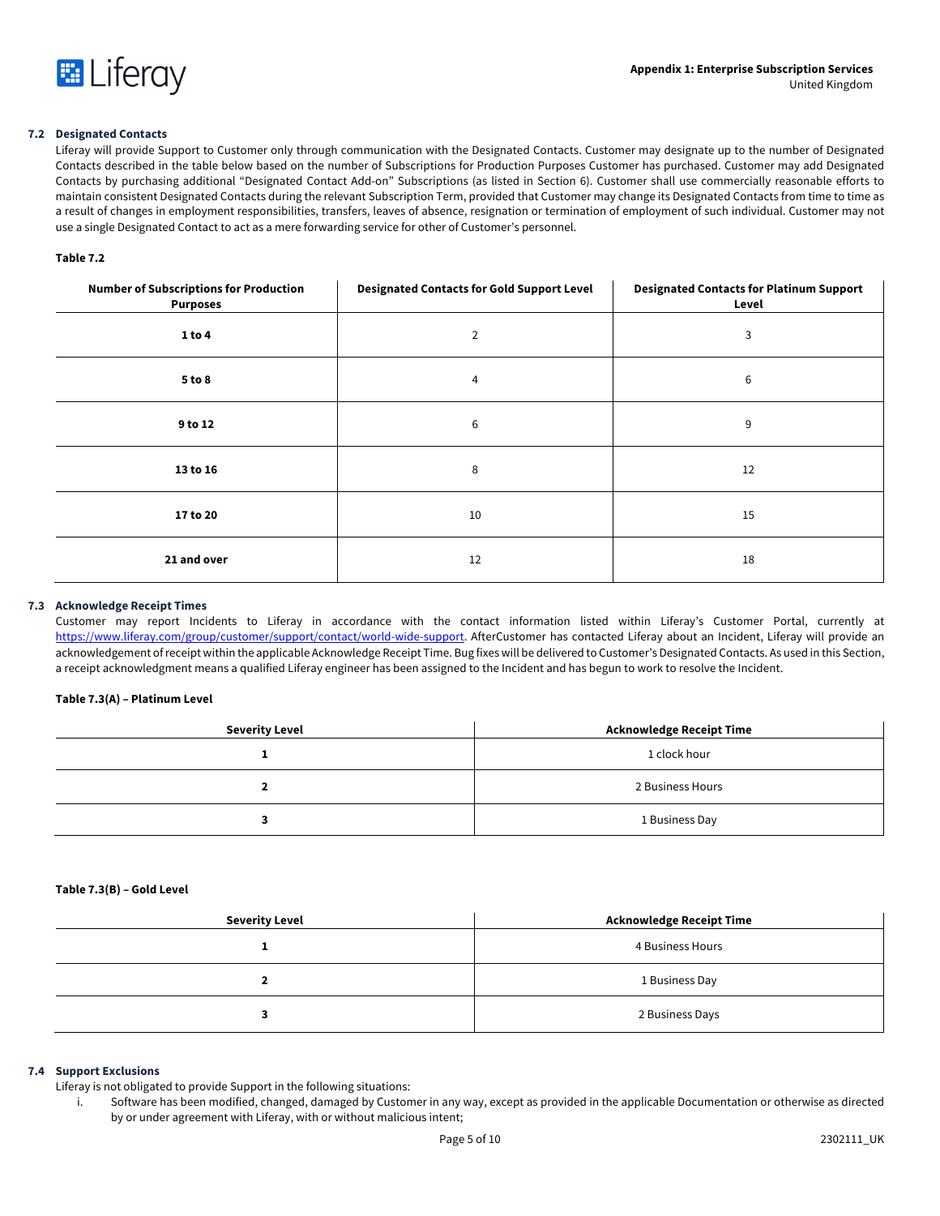### 7.2 Designated Contacts

Liferay will provide Support to Customer only through communication with the Designated Contacts. Customer may designate up to the number of Designated Contacts described in the table below based on the number of Subscriptions for Production Purposes Customer has purchased. Customer may add Designated Contacts by purchasing additional "Designated Contact Add-on" Subscriptions (as listed in Section 6). Customer shall use commercially reasonable efforts to maintain consistent Designated Contacts during the relevant Subscription Term, provided that Customer may change its Designated Contacts from time to time as a result of changes in employment responsibilities, transfers, leaves of absence, resignation or termination of employment of such individual. Customer may not use a single Designated Contact to act as a mere forwarding service for other of Customer's personnel.

**Table 7.2**

| Number of Subscriptions for Production Purposes | Designated Contacts for Gold Support Level | Designated Contacts for Platinum Support Level |
|---|---|---|
| **1 to 4** | 2 | 3 |
| **5 to 8** | 4 | 6 |
| **9 to 12** | 6 | 9 |
| **13 to 16** | 8 | 12 |
| **17 to 20** | 10 | 15 |
| **21 and over** | 12 | 18 |

### 7.3 Acknowledge Receipt Times

Customer may report Incidents to Liferay in accordance with the contact information listed within Liferay's Customer Portal, currently at https://www.liferay.com/group/customer/support/contact/world-wide-support. AfterCustomer has contacted Liferay about an Incident, Liferay will provide an acknowledgement of receipt within the applicable Acknowledge Receipt Time. Bug fixes will be delivered to Customer's Designated Contacts. As used in this Section, a receipt acknowledgment means a qualified Liferay engineer has been assigned to the Incident and has begun to work to resolve the Incident.

**Table 7.3(A) – Platinum Level**

| Severity Level | Acknowledge Receipt Time |
|---|---|
| **1** | 1 clock hour |
| **2** | 2 Business Hours |
| **3** | 1 Business Day |

**Table 7.3(B) – Gold Level**

| Severity Level | Acknowledge Receipt Time |
|---|---|
| **1** | 4 Business Hours |
| **2** | 1 Business Day |
| **3** | 2 Business Days |

### 7.4 Support Exclusions

Liferay is not obligated to provide Support in the following situations:

i. Software has been modified, changed, damaged by Customer in any way, except as provided in the applicable Documentation or otherwise as directed by or under agreement with Liferay, with or without malicious intent;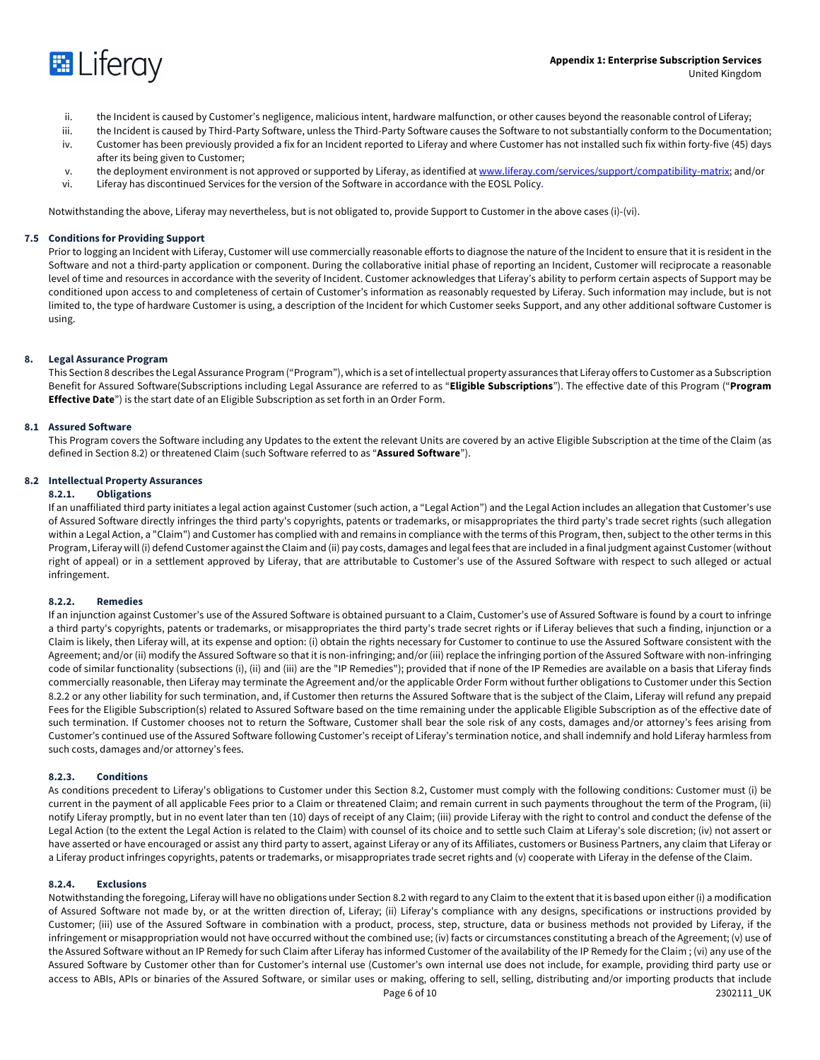ii. the Incident is caused by Customer's negligence, malicious intent, hardware malfunction, or other causes beyond the reasonable control of Liferay;
iii. the Incident is caused by Third-Party Software, unless the Third-Party Software causes the Software to not substantially conform to the Documentation;
iv. Customer has been previously provided a fix for an Incident reported to Liferay and where Customer has not installed such fix within forty-five (45) days after its being given to Customer;
v. the deployment environment is not approved or supported by Liferay, as identified at www.liferay.com/services/support/compatibility-matrix; and/or
vi. Liferay has discontinued Services for the version of the Software in accordance with the EOSL Policy.

Notwithstanding the above, Liferay may nevertheless, but is not obligated to, provide Support to Customer in the above cases (i)-(vi).

### 7.5 Conditions for Providing Support

Prior to logging an Incident with Liferay, Customer will use commercially reasonable efforts to diagnose the nature of the Incident to ensure that it is resident in the Software and not a third-party application or component. During the collaborative initial phase of reporting an Incident, Customer will reciprocate a reasonable level of time and resources in accordance with the severity of Incident. Customer acknowledges that Liferay's ability to perform certain aspects of Support may be conditioned upon access to and completeness of certain of Customer's information as reasonably requested by Liferay. Such information may include, but is not limited to, the type of hardware Customer is using, a description of the Incident for which Customer seeks Support, and any other additional software Customer is using.

## 8. Legal Assurance Program

This Section 8 describes the Legal Assurance Program ("Program"), which is a set of intellectual property assurances that Liferay offers to Customer as a Subscription Benefit for Assured Software(Subscriptions including Legal Assurance are referred to as "**Eligible Subscriptions**"). The effective date of this Program ("**Program Effective Date**") is the start date of an Eligible Subscription as set forth in an Order Form.

### 8.1 Assured Software

This Program covers the Software including any Updates to the extent the relevant Units are covered by an active Eligible Subscription at the time of the Claim (as defined in Section 8.2) or threatened Claim (such Software referred to as "**Assured Software**").

### 8.2 Intellectual Property Assurances

#### 8.2.1. Obligations

If an unaffiliated third party initiates a legal action against Customer (such action, a "Legal Action") and the Legal Action includes an allegation that Customer's use of Assured Software directly infringes the third party's copyrights, patents or trademarks, or misappropriates the third party's trade secret rights (such allegation within a Legal Action, a "Claim") and Customer has complied with and remains in compliance with the terms of this Program, then, subject to the other terms in this Program, Liferay will (i) defend Customer against the Claim and (ii) pay costs, damages and legal fees that are included in a final judgment against Customer (without right of appeal) or in a settlement approved by Liferay, that are attributable to Customer's use of the Assured Software with respect to such alleged or actual infringement.

#### 8.2.2. Remedies

If an injunction against Customer's use of the Assured Software is obtained pursuant to a Claim, Customer's use of Assured Software is found by a court to infringe a third party's copyrights, patents or trademarks, or misappropriates the third party's trade secret rights or if Liferay believes that such a finding, injunction or a Claim is likely, then Liferay will, at its expense and option: (i) obtain the rights necessary for Customer to continue to use the Assured Software consistent with the Agreement; and/or (ii) modify the Assured Software so that it is non-infringing; and/or (iii) replace the infringing portion of the Assured Software with non-infringing code of similar functionality (subsections (i), (ii) and (iii) are the "IP Remedies"); provided that if none of the IP Remedies are available on a basis that Liferay finds commercially reasonable, then Liferay may terminate the Agreement and/or the applicable Order Form without further obligations to Customer under this Section 8.2.2 or any other liability for such termination, and, if Customer then returns the Assured Software that is the subject of the Claim, Liferay will refund any prepaid Fees for the Eligible Subscription(s) related to Assured Software based on the time remaining under the applicable Eligible Subscription as of the effective date of such termination. If Customer chooses not to return the Software, Customer shall bear the sole risk of any costs, damages and/or attorney's fees arising from Customer's continued use of the Assured Software following Customer's receipt of Liferay's termination notice, and shall indemnify and hold Liferay harmless from such costs, damages and/or attorney's fees.

#### 8.2.3. Conditions

As conditions precedent to Liferay's obligations to Customer under this Section 8.2, Customer must comply with the following conditions: Customer must (i) be current in the payment of all applicable Fees prior to a Claim or threatened Claim; and remain current in such payments throughout the term of the Program, (ii) notify Liferay promptly, but in no event later than ten (10) days of receipt of any Claim; (iii) provide Liferay with the right to control and conduct the defense of the Legal Action (to the extent the Legal Action is related to the Claim) with counsel of its choice and to settle such Claim at Liferay's sole discretion; (iv) not assert or have asserted or have encouraged or assist any third party to assert, against Liferay or any of its Affiliates, customers or Business Partners, any claim that Liferay or a Liferay product infringes copyrights, patents or trademarks, or misappropriates trade secret rights and (v) cooperate with Liferay in the defense of the Claim.

#### 8.2.4. Exclusions

Notwithstanding the foregoing, Liferay will have no obligations under Section 8.2 with regard to any Claim to the extent that it is based upon either (i) a modification of Assured Software not made by, or at the written direction of, Liferay; (ii) Liferay's compliance with any designs, specifications or instructions provided by Customer; (iii) use of the Assured Software in combination with a product, process, step, structure, data or business methods not provided by Liferay, if the infringement or misappropriation would not have occurred without the combined use; (iv) facts or circumstances constituting a breach of the Agreement; (v) use of the Assured Software without an IP Remedy for such Claim after Liferay has informed Customer of the availability of the IP Remedy for the Claim ; (vi) any use of the Assured Software by Customer other than for Customer's internal use (Customer's own internal use does not include, for example, providing third party use or access to ABIs, APIs or binaries of the Assured Software, or similar uses or making, offering to sell, selling, distributing and/or importing products that include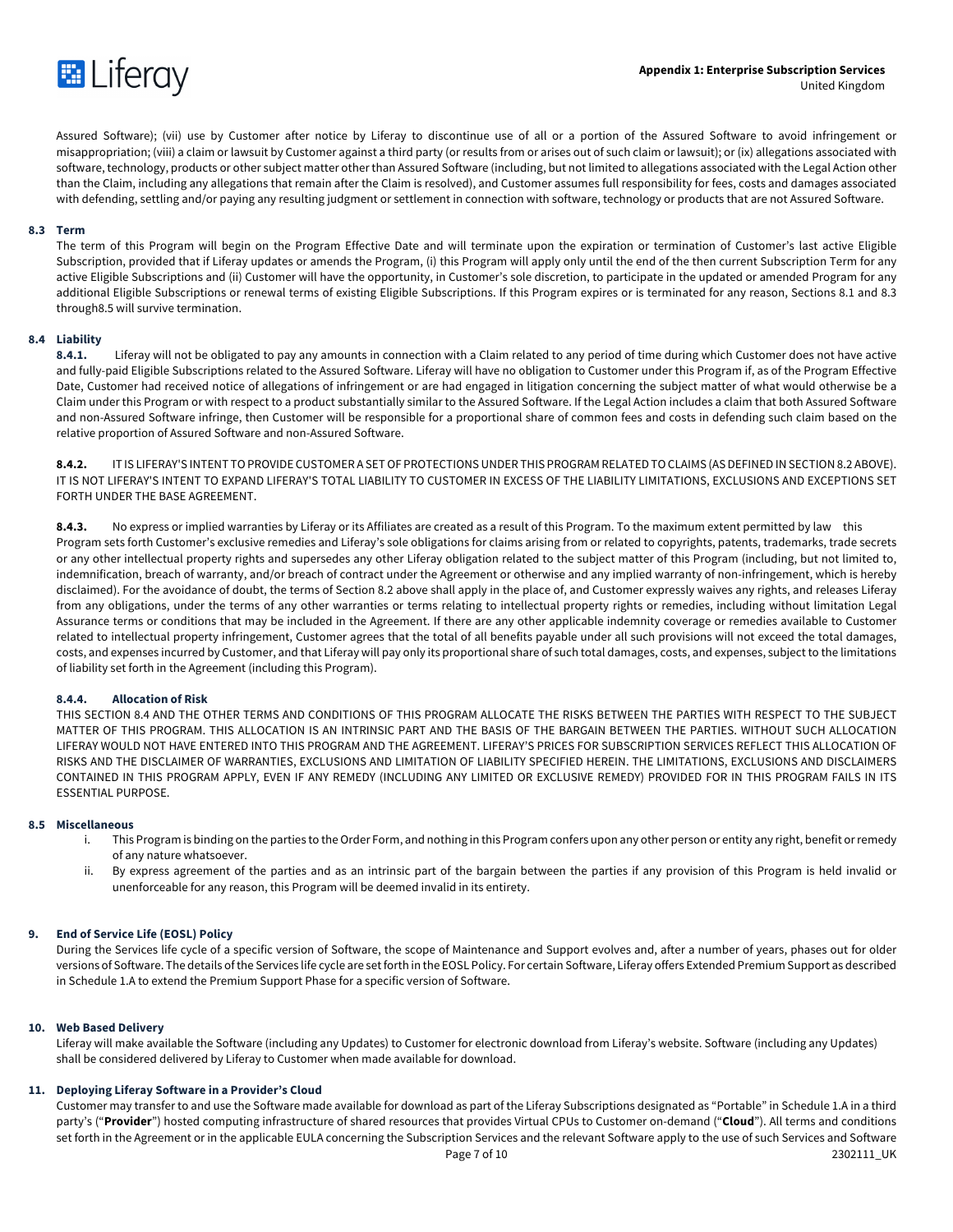Assured Software); (vii) use by Customer after notice by Liferay to discontinue use of all or a portion of the Assured Software to avoid infringement or misappropriation; (viii) a claim or lawsuit by Customer against a third party (or results from or arises out of such claim or lawsuit); or (ix) allegations associated with software, technology, products or other subject matter other than Assured Software (including, but not limited to allegations associated with the Legal Action other than the Claim, including any allegations that remain after the Claim is resolved), and Customer assumes full responsibility for fees, costs and damages associated with defending, settling and/or paying any resulting judgment or settlement in connection with software, technology or products that are not Assured Software.

**8.3 Term**

The term of this Program will begin on the Program Effective Date and will terminate upon the expiration or termination of Customer's last active Eligible Subscription, provided that if Liferay updates or amends the Program, (i) this Program will apply only until the end of the then current Subscription Term for any active Eligible Subscriptions and (ii) Customer will have the opportunity, in Customer's sole discretion, to participate in the updated or amended Program for any additional Eligible Subscriptions or renewal terms of existing Eligible Subscriptions. If this Program expires or is terminated for any reason, Sections 8.1 and 8.3 through8.5 will survive termination.

**8.4 Liability**

**8.4.1.** Liferay will not be obligated to pay any amounts in connection with a Claim related to any period of time during which Customer does not have active and fully-paid Eligible Subscriptions related to the Assured Software. Liferay will have no obligation to Customer under this Program if, as of the Program Effective Date, Customer had received notice of allegations of infringement or are had engaged in litigation concerning the subject matter of what would otherwise be a Claim under this Program or with respect to a product substantially similar to the Assured Software. If the Legal Action includes a claim that both Assured Software and non-Assured Software infringe, then Customer will be responsible for a proportional share of common fees and costs in defending such claim based on the relative proportion of Assured Software and non-Assured Software.

**8.4.2.** IT IS LIFERAY'S INTENT TO PROVIDE CUSTOMER A SET OF PROTECTIONS UNDER THIS PROGRAM RELATED TO CLAIMS (AS DEFINED IN SECTION 8.2 ABOVE). IT IS NOT LIFERAY'S INTENT TO EXPAND LIFERAY'S TOTAL LIABILITY TO CUSTOMER IN EXCESS OF THE LIABILITY LIMITATIONS, EXCLUSIONS AND EXCEPTIONS SET FORTH UNDER THE BASE AGREEMENT.

**8.4.3.** No express or implied warranties by Liferay or its Affiliates are created as a result of this Program. To the maximum extent permitted by law this Program sets forth Customer's exclusive remedies and Liferay's sole obligations for claims arising from or related to copyrights, patents, trademarks, trade secrets or any other intellectual property rights and supersedes any other Liferay obligation related to the subject matter of this Program (including, but not limited to, indemnification, breach of warranty, and/or breach of contract under the Agreement or otherwise and any implied warranty of non-infringement, which is hereby disclaimed). For the avoidance of doubt, the terms of Section 8.2 above shall apply in the place of, and Customer expressly waives any rights, and releases Liferay from any obligations, under the terms of any other warranties or terms relating to intellectual property rights or remedies, including without limitation Legal Assurance terms or conditions that may be included in the Agreement. If there are any other applicable indemnity coverage or remedies available to Customer related to intellectual property infringement, Customer agrees that the total of all benefits payable under all such provisions will not exceed the total damages, costs, and expenses incurred by Customer, and that Liferay will pay only its proportional share of such total damages, costs, and expenses, subject to the limitations of liability set forth in the Agreement (including this Program).

**8.4.4. Allocation of Risk**

THIS SECTION 8.4 AND THE OTHER TERMS AND CONDITIONS OF THIS PROGRAM ALLOCATE THE RISKS BETWEEN THE PARTIES WITH RESPECT TO THE SUBJECT MATTER OF THIS PROGRAM. THIS ALLOCATION IS AN INTRINSIC PART AND THE BASIS OF THE BARGAIN BETWEEN THE PARTIES. WITHOUT SUCH ALLOCATION LIFERAY WOULD NOT HAVE ENTERED INTO THIS PROGRAM AND THE AGREEMENT. LIFERAY'S PRICES FOR SUBSCRIPTION SERVICES REFLECT THIS ALLOCATION OF RISKS AND THE DISCLAIMER OF WARRANTIES, EXCLUSIONS AND LIMITATION OF LIABILITY SPECIFIED HEREIN. THE LIMITATIONS, EXCLUSIONS AND DISCLAIMERS CONTAINED IN THIS PROGRAM APPLY, EVEN IF ANY REMEDY (INCLUDING ANY LIMITED OR EXCLUSIVE REMEDY) PROVIDED FOR IN THIS PROGRAM FAILS IN ITS ESSENTIAL PURPOSE.

**8.5 Miscellaneous**

i. This Program is binding on the parties to the Order Form, and nothing in this Program confers upon any other person or entity any right, benefit or remedy of any nature whatsoever.

ii. By express agreement of the parties and as an intrinsic part of the bargain between the parties if any provision of this Program is held invalid or unenforceable for any reason, this Program will be deemed invalid in its entirety.

**9. End of Service Life (EOSL) Policy**

During the Services life cycle of a specific version of Software, the scope of Maintenance and Support evolves and, after a number of years, phases out for older versions of Software. The details of the Services life cycle are set forth in the EOSL Policy. For certain Software, Liferay offers Extended Premium Support as described in Schedule 1.A to extend the Premium Support Phase for a specific version of Software.

**10. Web Based Delivery**

Liferay will make available the Software (including any Updates) to Customer for electronic download from Liferay's website. Software (including any Updates) shall be considered delivered by Liferay to Customer when made available for download.

**11. Deploying Liferay Software in a Provider's Cloud**

Customer may transfer to and use the Software made available for download as part of the Liferay Subscriptions designated as "Portable" in Schedule 1.A in a third party's ("**Provider**") hosted computing infrastructure of shared resources that provides Virtual CPUs to Customer on-demand ("**Cloud**"). All terms and conditions set forth in the Agreement or in the applicable EULA concerning the Subscription Services and the relevant Software apply to the use of such Services and Software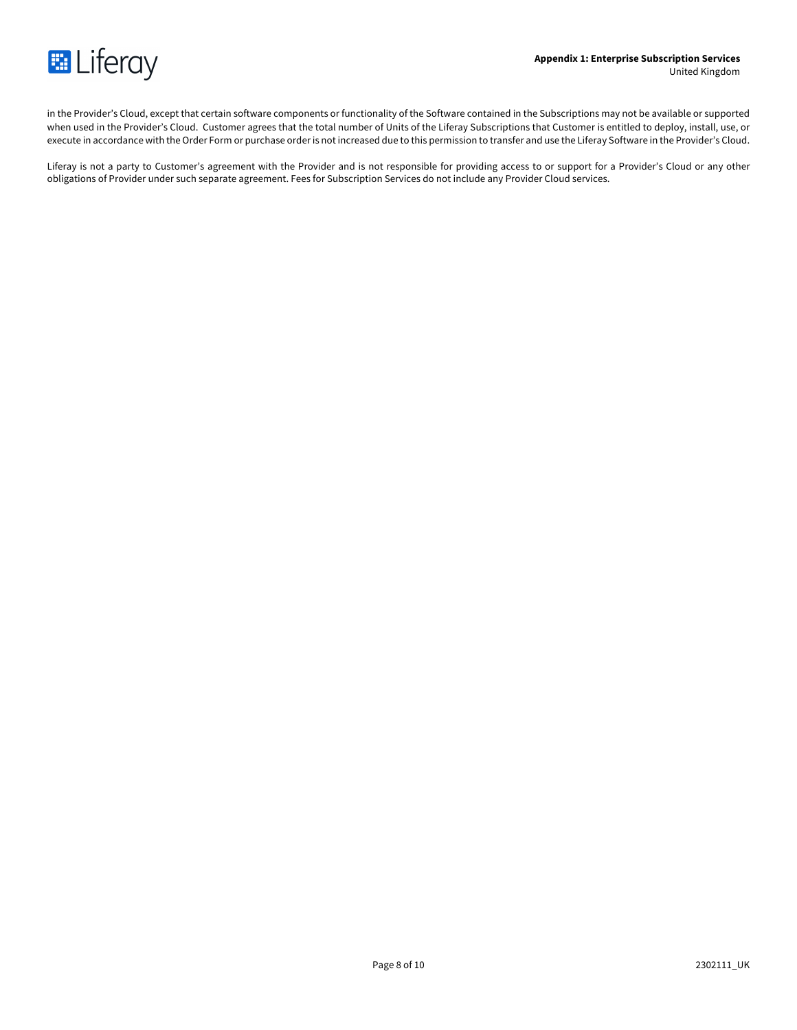in the Provider's Cloud, except that certain software components or functionality of the Software contained in the Subscriptions may not be available or supported when used in the Provider's Cloud. Customer agrees that the total number of Units of the Liferay Subscriptions that Customer is entitled to deploy, install, use, or execute in accordance with the Order Form or purchase order is not increased due to this permission to transfer and use the Liferay Software in the Provider's Cloud.

Liferay is not a party to Customer's agreement with the Provider and is not responsible for providing access to or support for a Provider's Cloud or any other obligations of Provider under such separate agreement. Fees for Subscription Services do not include any Provider Cloud services.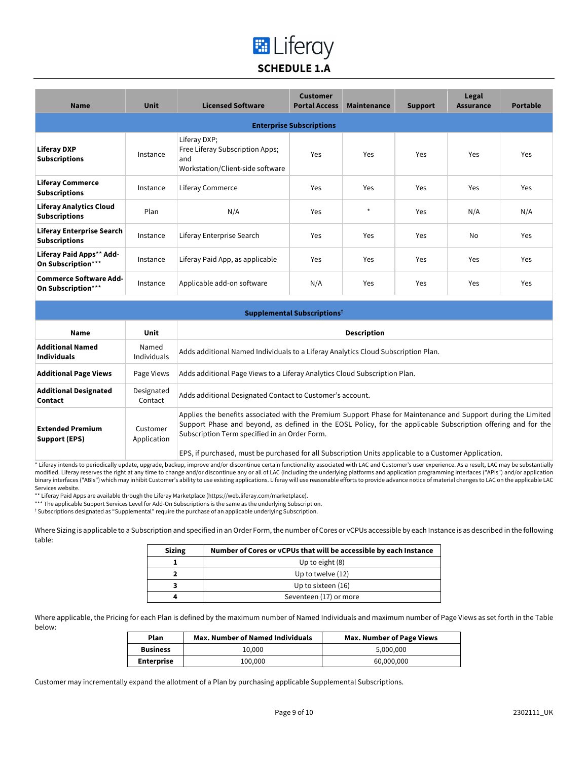# SCHEDULE 1.A

| Name | Unit | Licensed Software | Customer Portal Access | Maintenance | Support | Legal Assurance | Portable |
|---|---|---|---|---|---|---|---|
| **Enterprise Subscriptions** | | | | | | | |
| **Liferay DXP Subscriptions** | Instance | Liferay DXP; Free Liferay Subscription Apps; and Workstation/Client-side software | Yes | Yes | Yes | Yes | Yes |
| **Liferay Commerce Subscriptions** | Instance | Liferay Commerce | Yes | Yes | Yes | Yes | Yes |
| **Liferay Analytics Cloud Subscriptions** | Plan | N/A | Yes | * | Yes | N/A | N/A |
| **Liferay Enterprise Search Subscriptions** | Instance | Liferay Enterprise Search | Yes | Yes | Yes | No | Yes |
| **Liferay Paid Apps** Add-On Subscription*** | Instance | Liferay Paid App, as applicable | Yes | Yes | Yes | Yes | Yes |
| **Commerce Software Add-On Subscription*** | Instance | Applicable add-on software | N/A | Yes | Yes | Yes | Yes |

| **Supplemental Subscriptions†** | | |
|---|---|---|
| **Name** | **Unit** | **Description** |
| **Additional Named Individuals** | Named Individuals | Adds additional Named Individuals to a Liferay Analytics Cloud Subscription Plan. |
| **Additional Page Views** | Page Views | Adds additional Page Views to a Liferay Analytics Cloud Subscription Plan. |
| **Additional Designated Contact** | Designated Contact | Adds additional Designated Contact to Customer's account. |
| **Extended Premium Support (EPS)** | Customer Application | Applies the benefits associated with the Premium Support Phase for Maintenance and Support during the Limited Support Phase and beyond, as defined in the EOSL Policy, for the applicable Subscription offering and for the Subscription Term specified in an Order Form. EPS, if purchased, must be purchased for all Subscription Units applicable to a Customer Application. |

* Liferay intends to periodically update, upgrade, backup, improve and/or discontinue certain functionality associated with LAC and Customer's user experience. As a result, LAC may be substantially modified. Liferay reserves the right at any time to change and/or discontinue any or all of LAC (including the underlying platforms and application programming interfaces ("APIs") and/or application binary interfaces ("ABIs") which may inhibit Customer's ability to use existing applications. Liferay will use reasonable efforts to provide advance notice of material changes to LAC on the applicable LAC Services website.

** Liferay Paid Apps are available through the Liferay Marketplace (https://web.liferay.com/marketplace).

*** The applicable Support Services Level for Add-On Subscriptions is the same as the underlying Subscription.

† Subscriptions designated as "Supplemental" require the purchase of an applicable underlying Subscription.

Where Sizing is applicable to a Subscription and specified in an Order Form, the number of Cores or vCPUs accessible by each Instance is as described in the following table:

| Sizing | Number of Cores or vCPUs that will be accessible by each Instance |
|---|---|
| **1** | Up to eight (8) |
| **2** | Up to twelve (12) |
| **3** | Up to sixteen (16) |
| **4** | Seventeen (17) or more |

Where applicable, the Pricing for each Plan is defined by the maximum number of Named Individuals and maximum number of Page Views as set forth in the Table below:

| Plan | Max. Number of Named Individuals | Max. Number of Page Views |
|---|---|---|
| **Business** | 10,000 | 5,000,000 |
| **Enterprise** | 100,000 | 60,000,000 |

Customer may incrementally expand the allotment of a Plan by purchasing applicable Supplemental Subscriptions.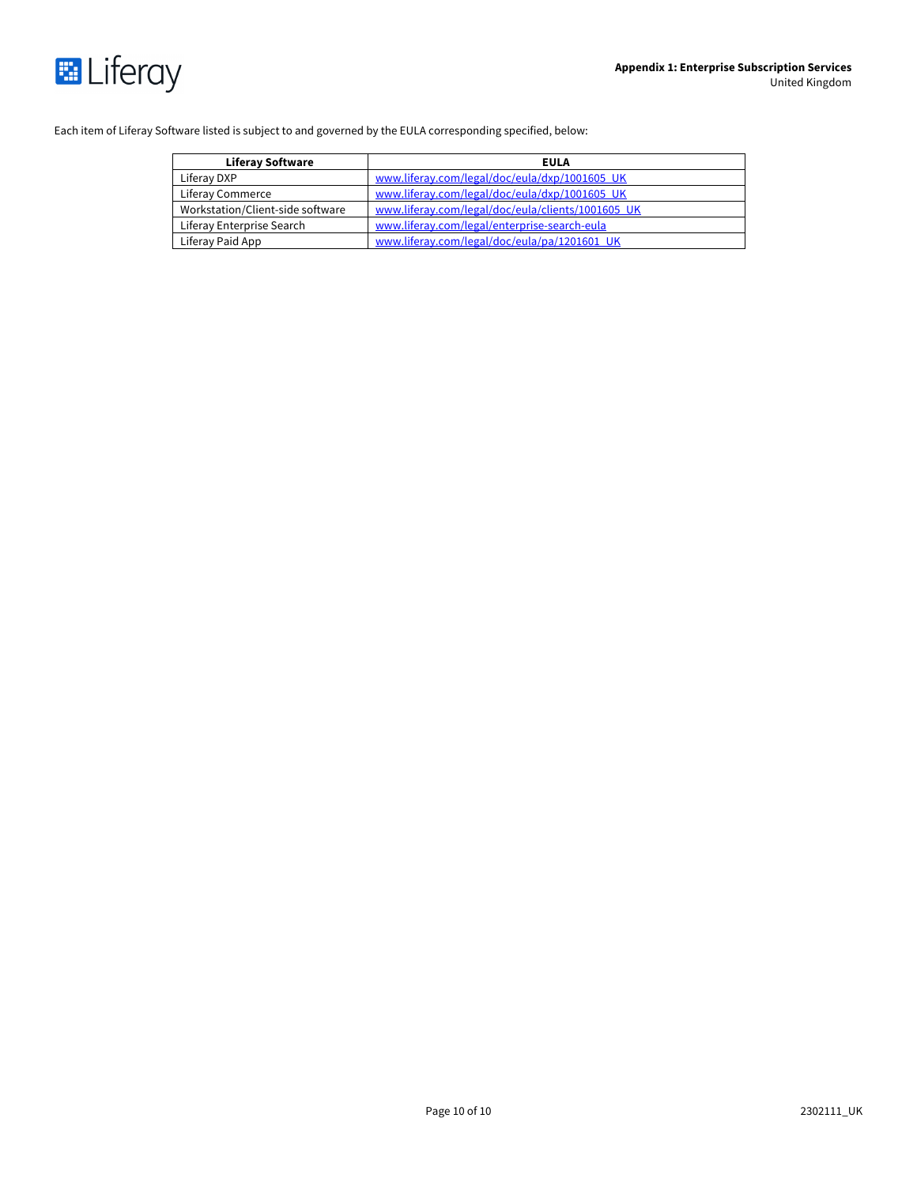Each item of Liferay Software listed is subject to and governed by the EULA corresponding specified, below:

| Liferay Software | EULA |
|---|---|
| Liferay DXP | www.liferay.com/legal/doc/eula/dxp/1001605_UK |
| Liferay Commerce | www.liferay.com/legal/doc/eula/dxp/1001605_UK |
| Workstation/Client-side software | www.liferay.com/legal/doc/eula/clients/1001605_UK |
| Liferay Enterprise Search | www.liferay.com/legal/enterprise-search-eula |
| Liferay Paid App | www.liferay.com/legal/doc/eula/pa/1201601_UK |